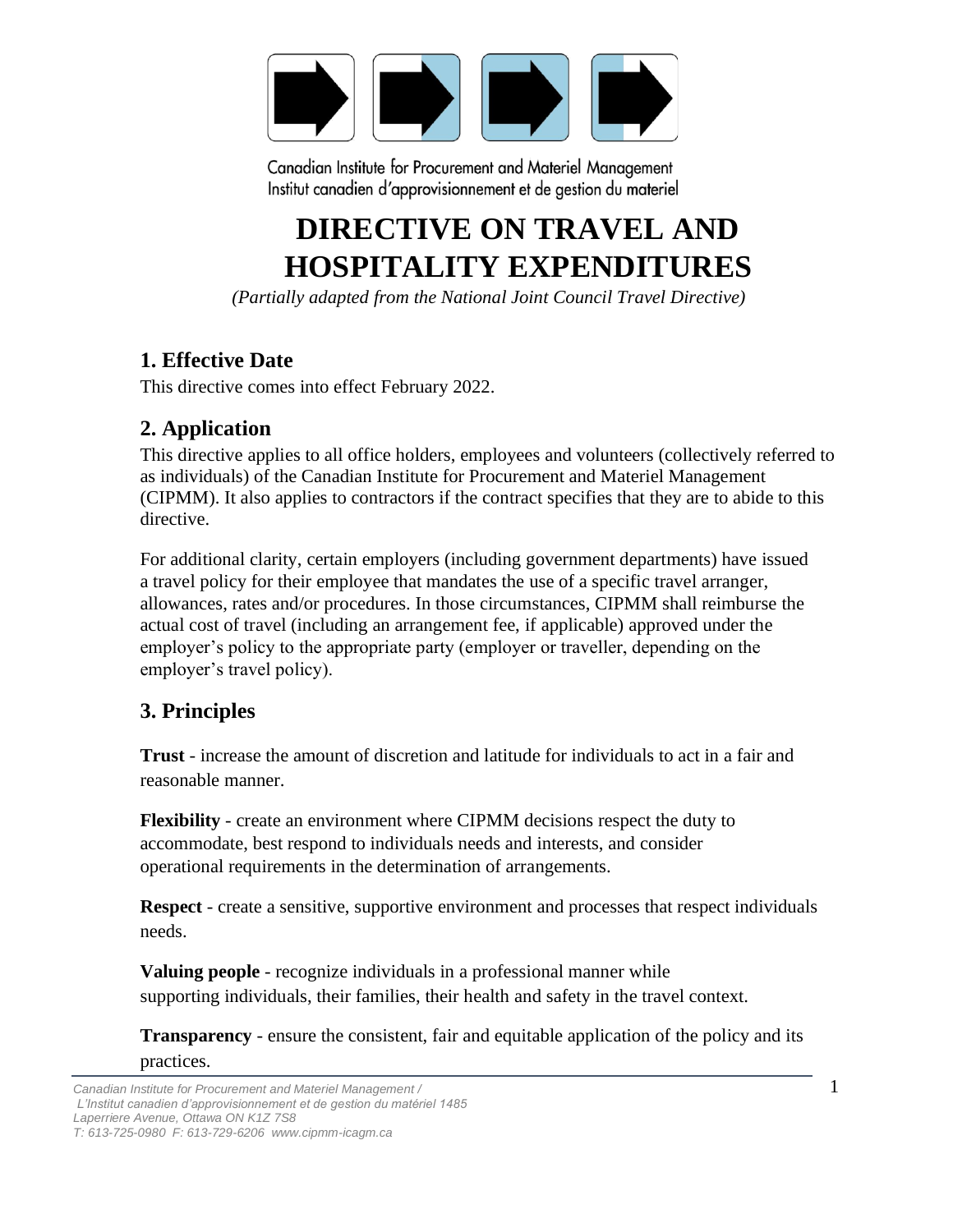Canadian Institute for Procurement and Materiel Management
Institut canadien d'approvisionnement et de gestion du materiel

# DIRECTIVE ON TRAVEL AND HOSPITALITY EXPENDITURES

*(Partially adapted from the National Joint Council Travel Directive)*

## 1. Effective Date

This directive comes into effect February 2022.

## 2. Application

This directive applies to all office holders, employees and volunteers (collectively referred to as individuals) of the Canadian Institute for Procurement and Materiel Management (CIPMM). It also applies to contractors if the contract specifies that they are to abide to this directive.

For additional clarity, certain employers (including government departments) have issued a travel policy for their employee that mandates the use of a specific travel arranger, allowances, rates and/or procedures. In those circumstances, CIPMM shall reimburse the actual cost of travel (including an arrangement fee, if applicable) approved under the employer's policy to the appropriate party (employer or traveller, depending on the employer's travel policy).

## 3. Principles

**Trust** - increase the amount of discretion and latitude for individuals to act in a fair and reasonable manner.

**Flexibility** - create an environment where CIPMM decisions respect the duty to accommodate, best respond to individuals needs and interests, and consider operational requirements in the determination of arrangements.

**Respect** - create a sensitive, supportive environment and processes that respect individuals needs.

**Valuing people** - recognize individuals in a professional manner while supporting individuals, their families, their health and safety in the travel context.

**Transparency** - ensure the consistent, fair and equitable application of the policy and its practices.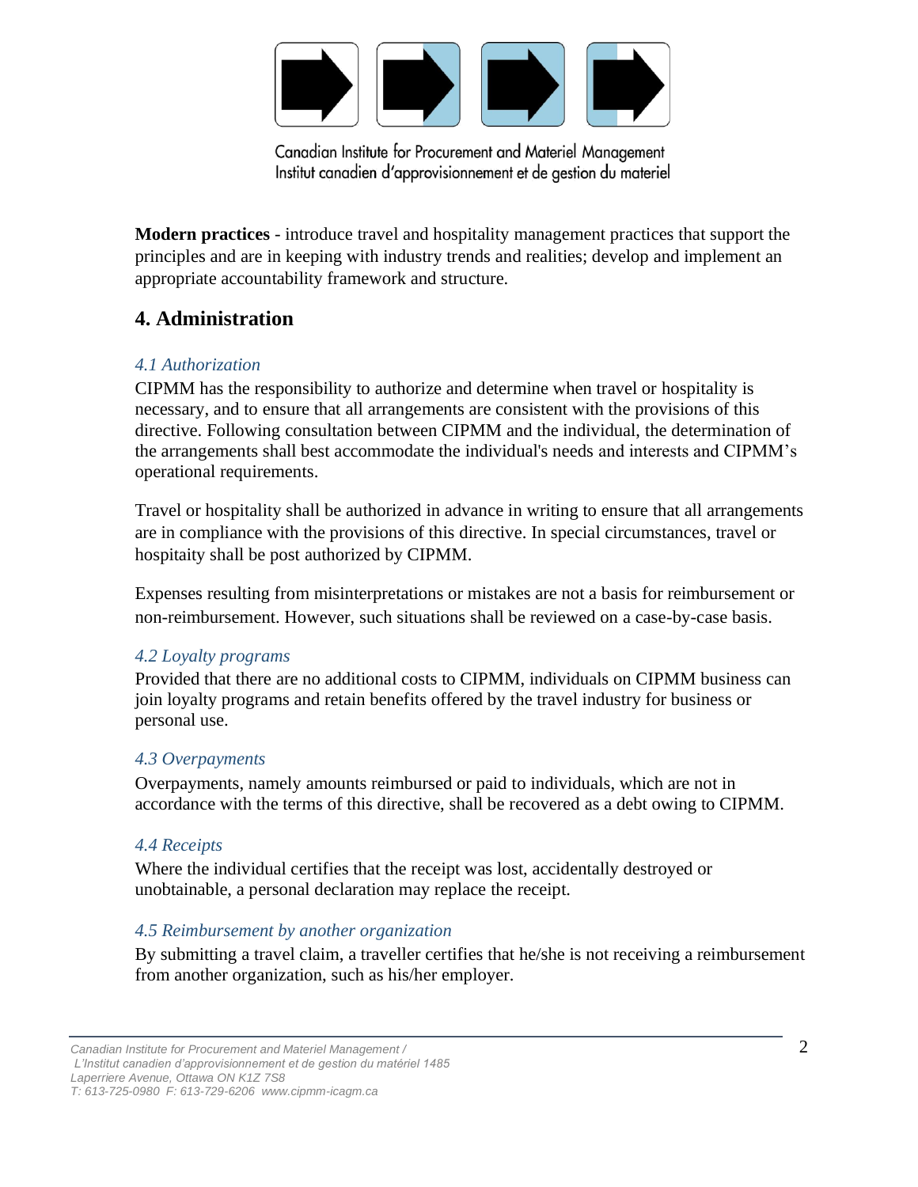**Modern practices** - introduce travel and hospitality management practices that support the principles and are in keeping with industry trends and realities; develop and implement an appropriate accountability framework and structure.

## 4. Administration

### *4.1 Authorization*

CIPMM has the responsibility to authorize and determine when travel or hospitality is necessary, and to ensure that all arrangements are consistent with the provisions of this directive. Following consultation between CIPMM and the individual, the determination of the arrangements shall best accommodate the individual's needs and interests and CIPMM's operational requirements.

Travel or hospitality shall be authorized in advance in writing to ensure that all arrangements are in compliance with the provisions of this directive. In special circumstances, travel or hospitaity shall be post authorized by CIPMM.

Expenses resulting from misinterpretations or mistakes are not a basis for reimbursement or non-reimbursement. However, such situations shall be reviewed on a case-by-case basis.

### *4.2 Loyalty programs*

Provided that there are no additional costs to CIPMM, individuals on CIPMM business can join loyalty programs and retain benefits offered by the travel industry for business or personal use.

### *4.3 Overpayments*

Overpayments, namely amounts reimbursed or paid to individuals, which are not in accordance with the terms of this directive, shall be recovered as a debt owing to CIPMM.

### *4.4 Receipts*

Where the individual certifies that the receipt was lost, accidentally destroyed or unobtainable, a personal declaration may replace the receipt.

### *4.5 Reimbursement by another organization*

By submitting a travel claim, a traveller certifies that he/she is not receiving a reimbursement from another organization, such as his/her employer.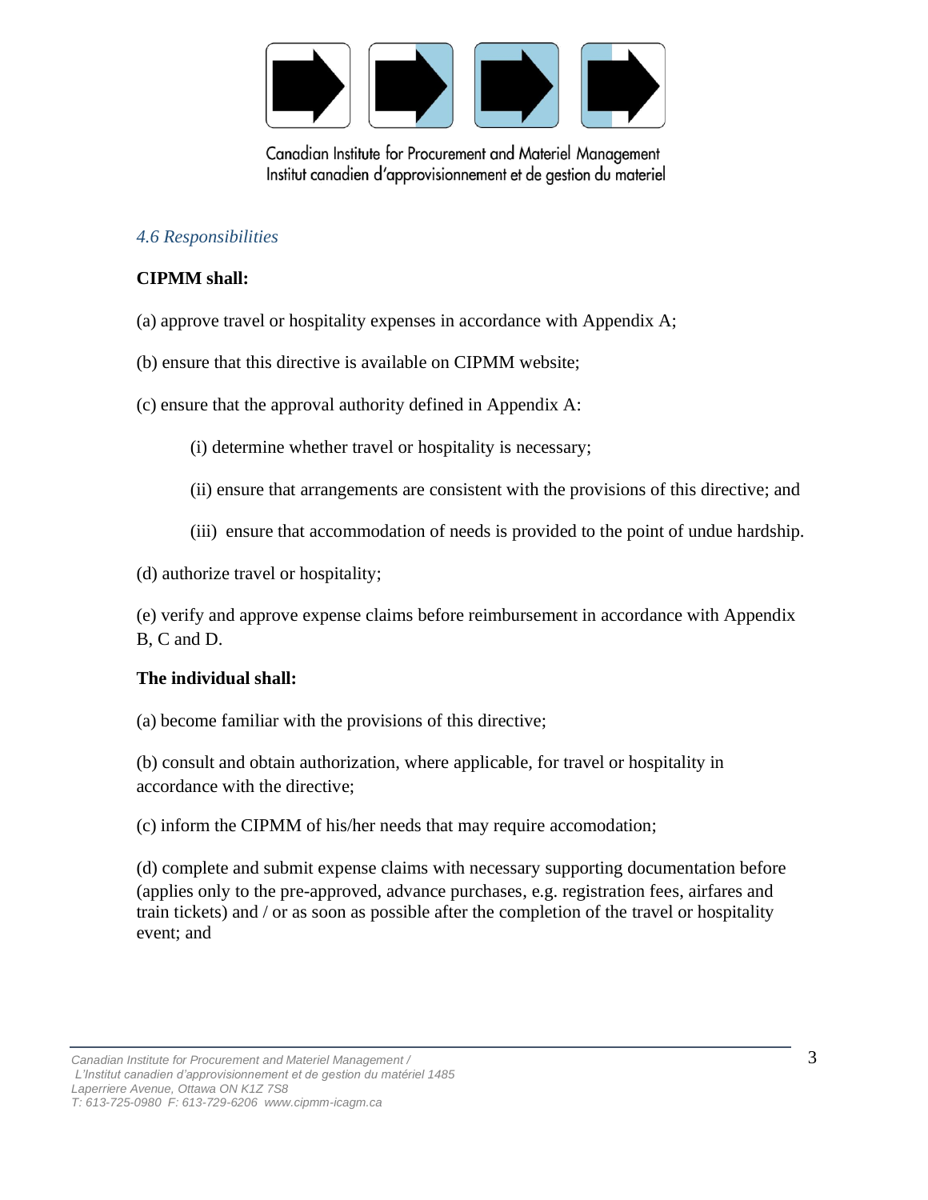### *4.6 Responsibilities*

**CIPMM shall:**

(a) approve travel or hospitality expenses in accordance with Appendix A;

(b) ensure that this directive is available on CIPMM website;

(c) ensure that the approval authority defined in Appendix A:

> (i) determine whether travel or hospitality is necessary;
>
> (ii) ensure that arrangements are consistent with the provisions of this directive; and
>
> (iii) ensure that accommodation of needs is provided to the point of undue hardship.

(d) authorize travel or hospitality;

(e) verify and approve expense claims before reimbursement in accordance with Appendix B, C and D.

**The individual shall:**

(a) become familiar with the provisions of this directive;

(b) consult and obtain authorization, where applicable, for travel or hospitality in accordance with the directive;

(c) inform the CIPMM of his/her needs that may require accomodation;

(d) complete and submit expense claims with necessary supporting documentation before (applies only to the pre-approved, advance purchases, e.g. registration fees, airfares and train tickets) and / or as soon as possible after the completion of the travel or hospitality event; and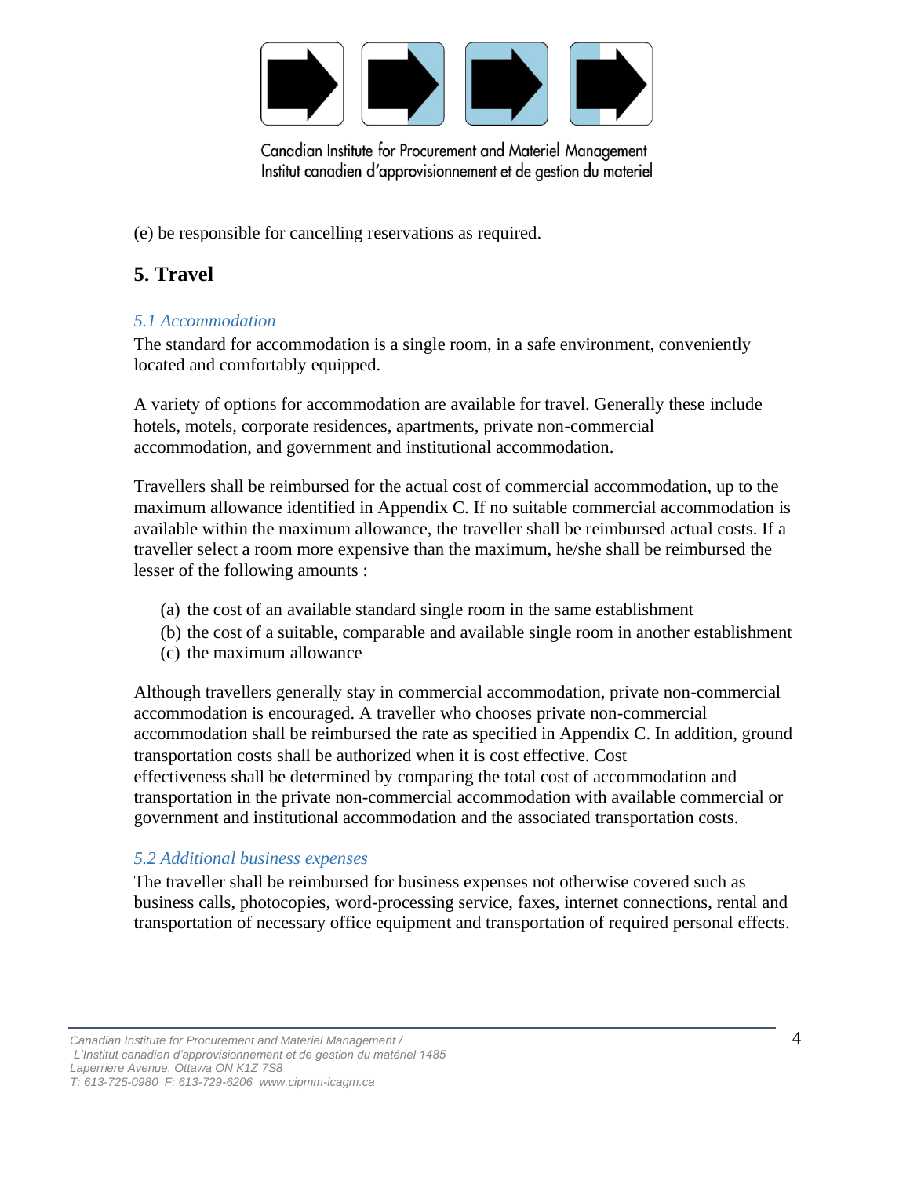(e) be responsible for cancelling reservations as required.

## 5. Travel

### *5.1 Accommodation*

The standard for accommodation is a single room, in a safe environment, conveniently located and comfortably equipped.

A variety of options for accommodation are available for travel. Generally these include hotels, motels, corporate residences, apartments, private non-commercial accommodation, and government and institutional accommodation.

Travellers shall be reimbursed for the actual cost of commercial accommodation, up to the maximum allowance identified in Appendix C. If no suitable commercial accommodation is available within the maximum allowance, the traveller shall be reimbursed actual costs. If a traveller select a room more expensive than the maximum, he/she shall be reimbursed the lesser of the following amounts :

(a) the cost of an available standard single room in the same establishment
(b) the cost of a suitable, comparable and available single room in another establishment
(c) the maximum allowance

Although travellers generally stay in commercial accommodation, private non-commercial accommodation is encouraged. A traveller who chooses private non-commercial accommodation shall be reimbursed the rate as specified in Appendix C. In addition, ground transportation costs shall be authorized when it is cost effective. Cost effectiveness shall be determined by comparing the total cost of accommodation and transportation in the private non-commercial accommodation with available commercial or government and institutional accommodation and the associated transportation costs.

### *5.2 Additional business expenses*

The traveller shall be reimbursed for business expenses not otherwise covered such as business calls, photocopies, word-processing service, faxes, internet connections, rental and transportation of necessary office equipment and transportation of required personal effects.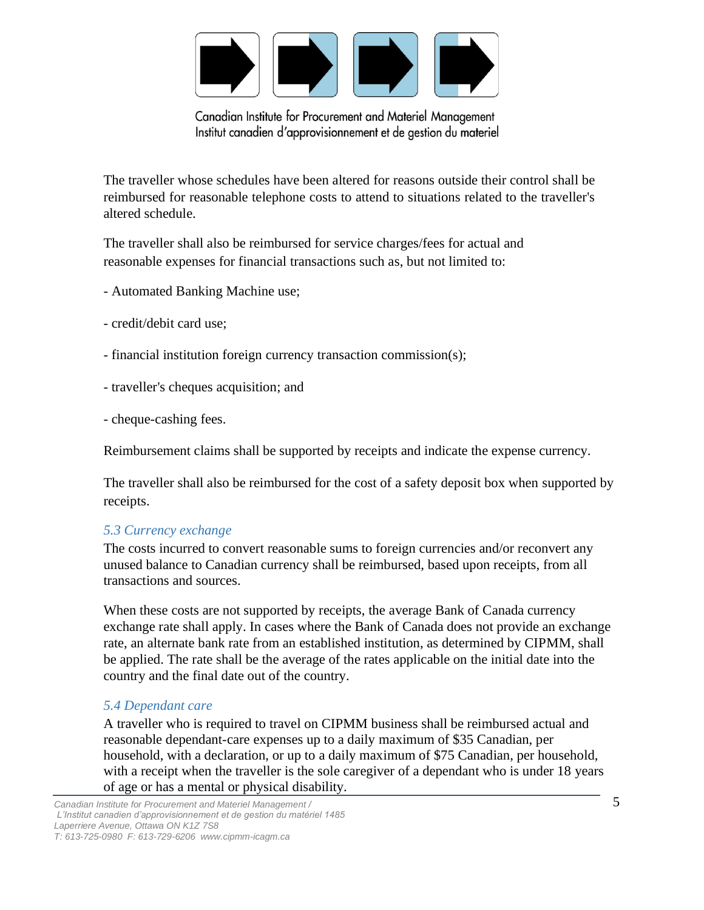The traveller whose schedules have been altered for reasons outside their control shall be reimbursed for reasonable telephone costs to attend to situations related to the traveller's altered schedule.

The traveller shall also be reimbursed for service charges/fees for actual and reasonable expenses for financial transactions such as, but not limited to:

- Automated Banking Machine use;
- credit/debit card use;
- financial institution foreign currency transaction commission(s);
- traveller's cheques acquisition; and
- cheque-cashing fees.

Reimbursement claims shall be supported by receipts and indicate the expense currency.

The traveller shall also be reimbursed for the cost of a safety deposit box when supported by receipts.

### *5.3 Currency exchange*

The costs incurred to convert reasonable sums to foreign currencies and/or reconvert any unused balance to Canadian currency shall be reimbursed, based upon receipts, from all transactions and sources.

When these costs are not supported by receipts, the average Bank of Canada currency exchange rate shall apply. In cases where the Bank of Canada does not provide an exchange rate, an alternate bank rate from an established institution, as determined by CIPMM, shall be applied. The rate shall be the average of the rates applicable on the initial date into the country and the final date out of the country.

### *5.4 Dependant care*

A traveller who is required to travel on CIPMM business shall be reimbursed actual and reasonable dependant-care expenses up to a daily maximum of $35 Canadian, per household, with a declaration, or up to a daily maximum of $75 Canadian, per household, with a receipt when the traveller is the sole caregiver of a dependant who is under 18 years of age or has a mental or physical disability.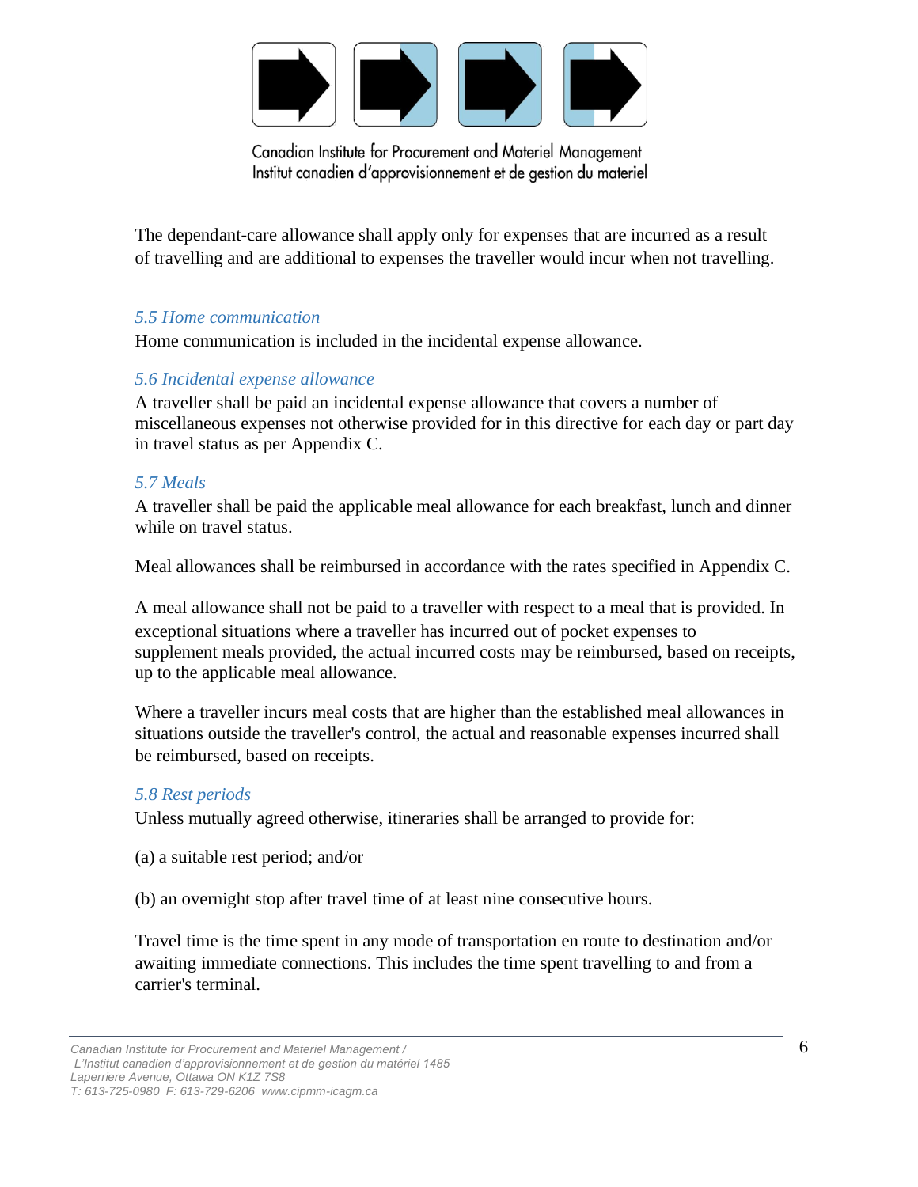The dependant-care allowance shall apply only for expenses that are incurred as a result of travelling and are additional to expenses the traveller would incur when not travelling.

### *5.5 Home communication*

Home communication is included in the incidental expense allowance.

### *5.6 Incidental expense allowance*

A traveller shall be paid an incidental expense allowance that covers a number of miscellaneous expenses not otherwise provided for in this directive for each day or part day in travel status as per Appendix C.

### *5.7 Meals*

A traveller shall be paid the applicable meal allowance for each breakfast, lunch and dinner while on travel status.

Meal allowances shall be reimbursed in accordance with the rates specified in Appendix C.

A meal allowance shall not be paid to a traveller with respect to a meal that is provided. In exceptional situations where a traveller has incurred out of pocket expenses to supplement meals provided, the actual incurred costs may be reimbursed, based on receipts, up to the applicable meal allowance.

Where a traveller incurs meal costs that are higher than the established meal allowances in situations outside the traveller's control, the actual and reasonable expenses incurred shall be reimbursed, based on receipts.

### *5.8 Rest periods*

Unless mutually agreed otherwise, itineraries shall be arranged to provide for:

(a) a suitable rest period; and/or

(b) an overnight stop after travel time of at least nine consecutive hours.

Travel time is the time spent in any mode of transportation en route to destination and/or awaiting immediate connections. This includes the time spent travelling to and from a carrier's terminal.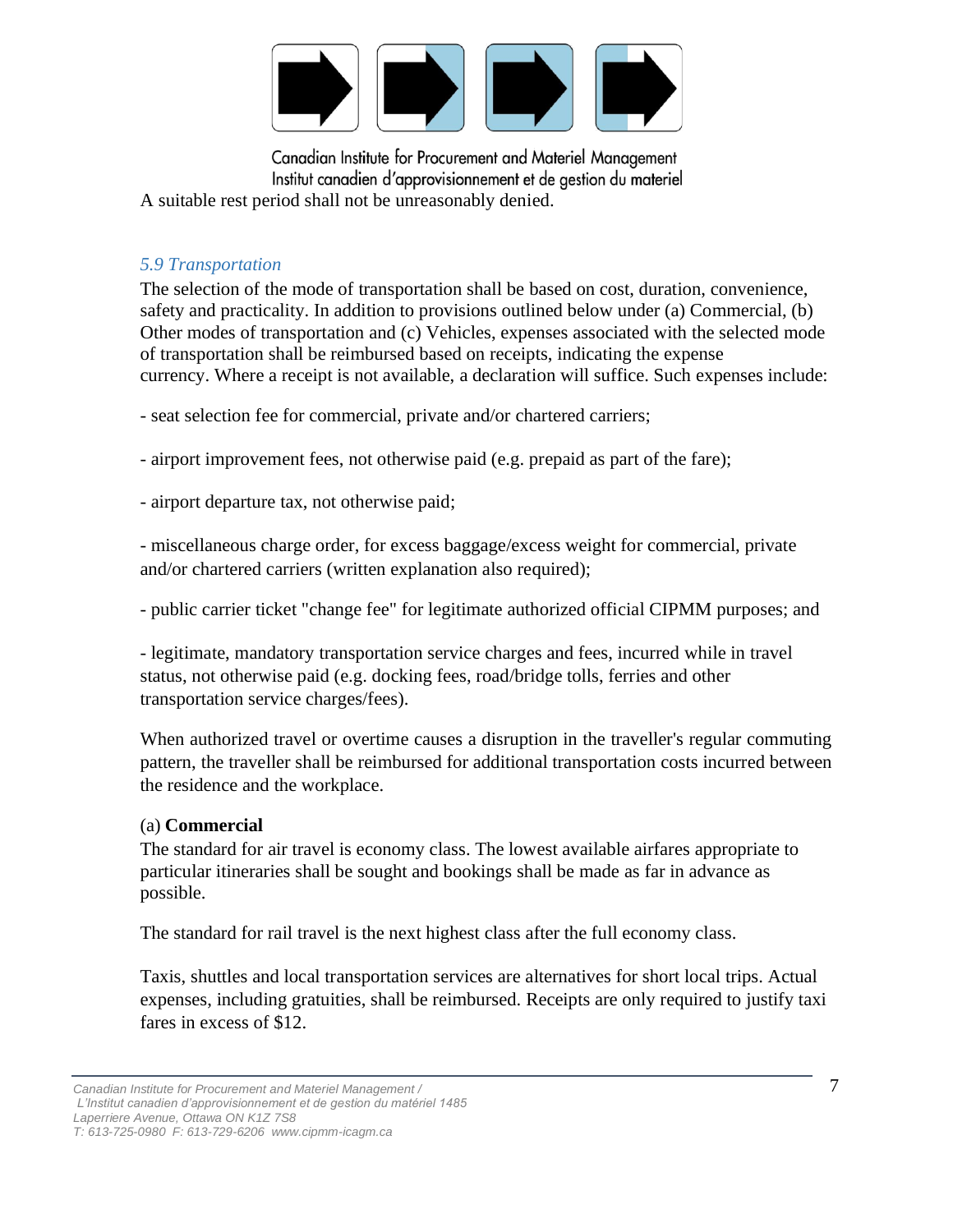A suitable rest period shall not be unreasonably denied.

### *5.9 Transportation*

The selection of the mode of transportation shall be based on cost, duration, convenience, safety and practicality. In addition to provisions outlined below under (a) Commercial, (b) Other modes of transportation and (c) Vehicles, expenses associated with the selected mode of transportation shall be reimbursed based on receipts, indicating the expense currency. Where a receipt is not available, a declaration will suffice. Such expenses include:

- seat selection fee for commercial, private and/or chartered carriers;

- airport improvement fees, not otherwise paid (e.g. prepaid as part of the fare);

- airport departure tax, not otherwise paid;

- miscellaneous charge order, for excess baggage/excess weight for commercial, private and/or chartered carriers (written explanation also required);

- public carrier ticket "change fee" for legitimate authorized official CIPMM purposes; and

- legitimate, mandatory transportation service charges and fees, incurred while in travel status, not otherwise paid (e.g. docking fees, road/bridge tolls, ferries and other transportation service charges/fees).

When authorized travel or overtime causes a disruption in the traveller's regular commuting pattern, the traveller shall be reimbursed for additional transportation costs incurred between the residence and the workplace.

(a) **Commercial**

The standard for air travel is economy class. The lowest available airfares appropriate to particular itineraries shall be sought and bookings shall be made as far in advance as possible.

The standard for rail travel is the next highest class after the full economy class.

Taxis, shuttles and local transportation services are alternatives for short local trips. Actual expenses, including gratuities, shall be reimbursed. Receipts are only required to justify taxi fares in excess of $12.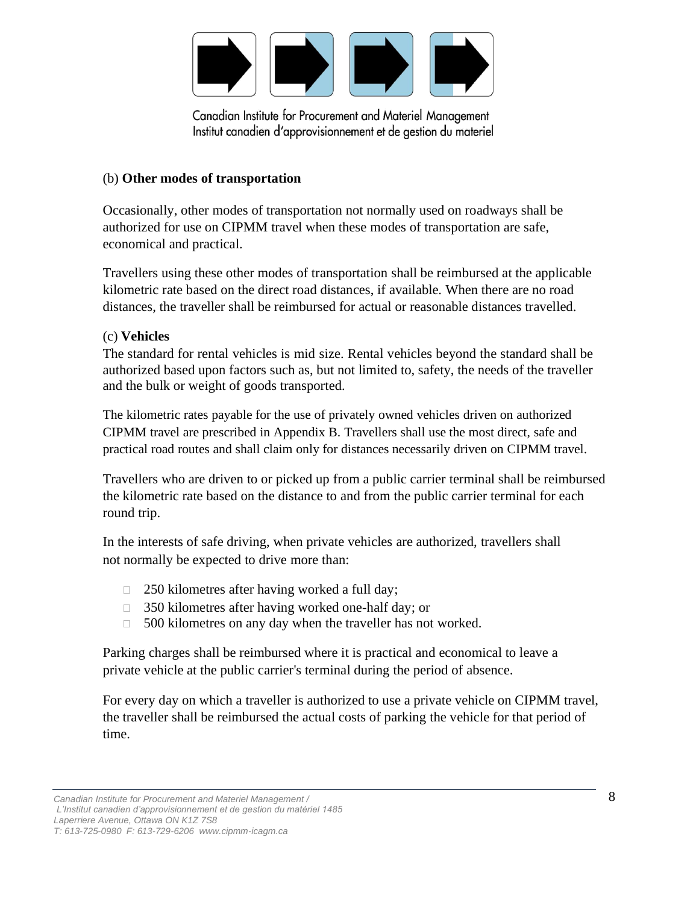(b) **Other modes of transportation**

Occasionally, other modes of transportation not normally used on roadways shall be authorized for use on CIPMM travel when these modes of transportation are safe, economical and practical.

Travellers using these other modes of transportation shall be reimbursed at the applicable kilometric rate based on the direct road distances, if available. When there are no road distances, the traveller shall be reimbursed for actual or reasonable distances travelled.

(c) **Vehicles**

The standard for rental vehicles is mid size. Rental vehicles beyond the standard shall be authorized based upon factors such as, but not limited to, safety, the needs of the traveller and the bulk or weight of goods transported.

The kilometric rates payable for the use of privately owned vehicles driven on authorized CIPMM travel are prescribed in Appendix B. Travellers shall use the most direct, safe and practical road routes and shall claim only for distances necessarily driven on CIPMM travel.

Travellers who are driven to or picked up from a public carrier terminal shall be reimbursed the kilometric rate based on the distance to and from the public carrier terminal for each round trip.

In the interests of safe driving, when private vehicles are authorized, travellers shall not normally be expected to drive more than:

- 250 kilometres after having worked a full day;
- 350 kilometres after having worked one-half day; or
- 500 kilometres on any day when the traveller has not worked.

Parking charges shall be reimbursed where it is practical and economical to leave a private vehicle at the public carrier's terminal during the period of absence.

For every day on which a traveller is authorized to use a private vehicle on CIPMM travel, the traveller shall be reimbursed the actual costs of parking the vehicle for that period of time.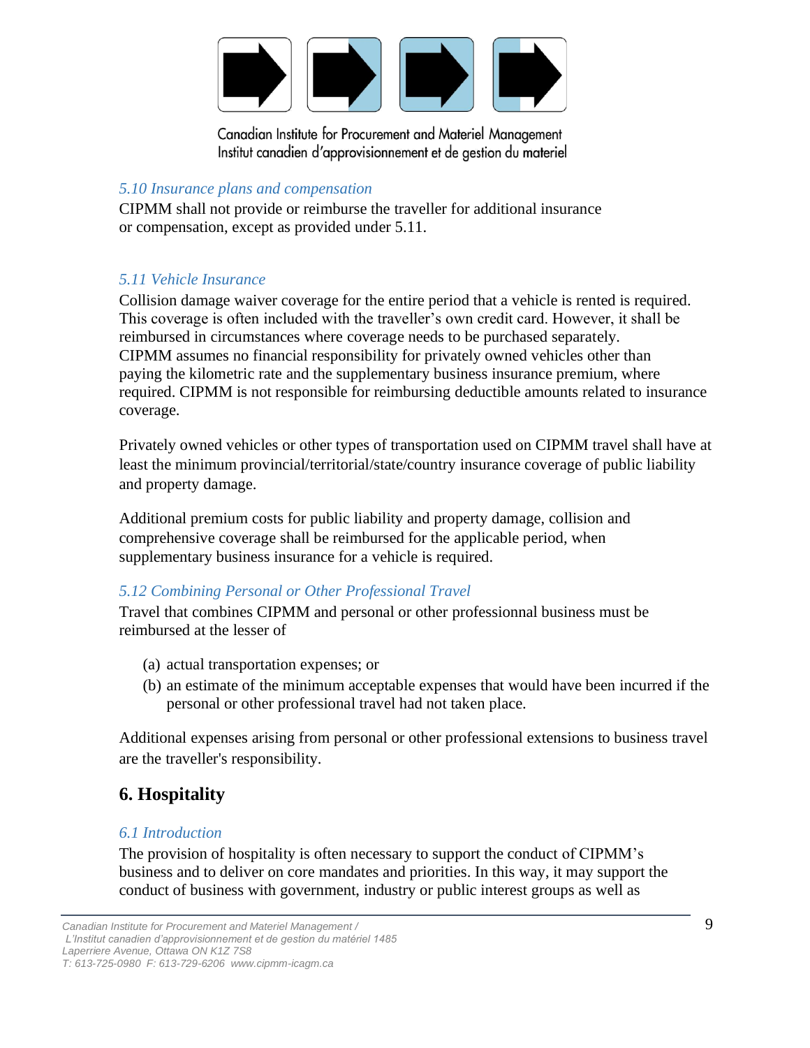### *5.10 Insurance plans and compensation*

CIPMM shall not provide or reimburse the traveller for additional insurance or compensation, except as provided under 5.11.

### *5.11 Vehicle Insurance*

Collision damage waiver coverage for the entire period that a vehicle is rented is required. This coverage is often included with the traveller's own credit card. However, it shall be reimbursed in circumstances where coverage needs to be purchased separately. CIPMM assumes no financial responsibility for privately owned vehicles other than paying the kilometric rate and the supplementary business insurance premium, where required. CIPMM is not responsible for reimbursing deductible amounts related to insurance coverage.

Privately owned vehicles or other types of transportation used on CIPMM travel shall have at least the minimum provincial/territorial/state/country insurance coverage of public liability and property damage.

Additional premium costs for public liability and property damage, collision and comprehensive coverage shall be reimbursed for the applicable period, when supplementary business insurance for a vehicle is required.

### *5.12 Combining Personal or Other Professional Travel*

Travel that combines CIPMM and personal or other professionnal business must be reimbursed at the lesser of

(a) actual transportation expenses; or
(b) an estimate of the minimum acceptable expenses that would have been incurred if the personal or other professional travel had not taken place.

Additional expenses arising from personal or other professional extensions to business travel are the traveller's responsibility.

## 6. Hospitality

### *6.1 Introduction*

The provision of hospitality is often necessary to support the conduct of CIPMM's business and to deliver on core mandates and priorities. In this way, it may support the conduct of business with government, industry or public interest groups as well as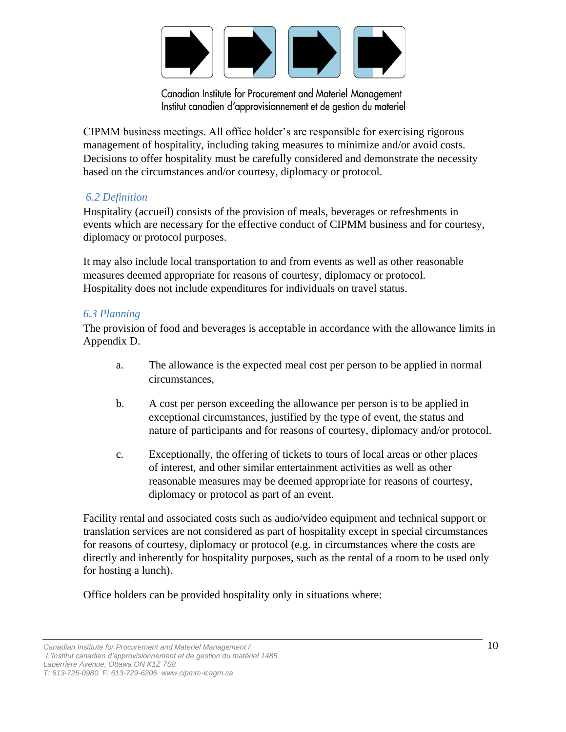CIPMM business meetings. All office holder's are responsible for exercising rigorous management of hospitality, including taking measures to minimize and/or avoid costs. Decisions to offer hospitality must be carefully considered and demonstrate the necessity based on the circumstances and/or courtesy, diplomacy or protocol.

### *6.2 Definition*

Hospitality (accueil) consists of the provision of meals, beverages or refreshments in events which are necessary for the effective conduct of CIPMM business and for courtesy, diplomacy or protocol purposes.

It may also include local transportation to and from events as well as other reasonable measures deemed appropriate for reasons of courtesy, diplomacy or protocol. Hospitality does not include expenditures for individuals on travel status.

### *6.3 Planning*

The provision of food and beverages is acceptable in accordance with the allowance limits in Appendix D.

a. The allowance is the expected meal cost per person to be applied in normal circumstances,

b. A cost per person exceeding the allowance per person is to be applied in exceptional circumstances, justified by the type of event, the status and nature of participants and for reasons of courtesy, diplomacy and/or protocol.

c. Exceptionally, the offering of tickets to tours of local areas or other places of interest, and other similar entertainment activities as well as other reasonable measures may be deemed appropriate for reasons of courtesy, diplomacy or protocol as part of an event.

Facility rental and associated costs such as audio/video equipment and technical support or translation services are not considered as part of hospitality except in special circumstances for reasons of courtesy, diplomacy or protocol (e.g. in circumstances where the costs are directly and inherently for hospitality purposes, such as the rental of a room to be used only for hosting a lunch).

Office holders can be provided hospitality only in situations where: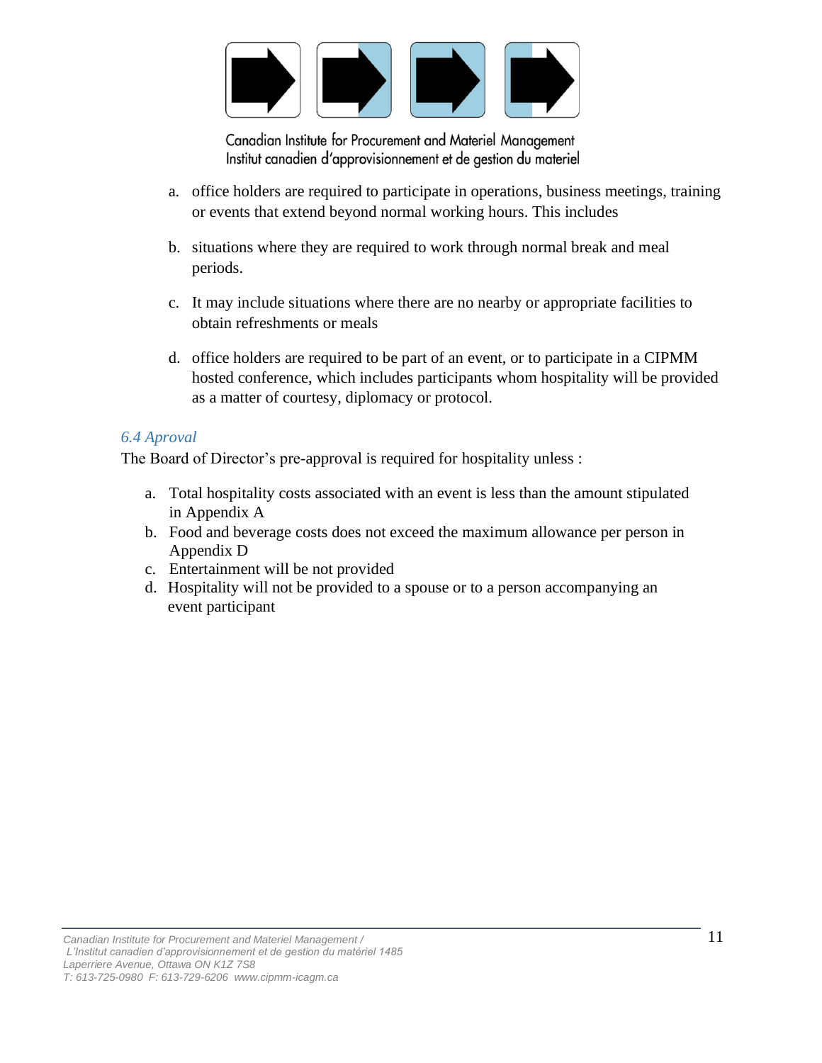a. office holders are required to participate in operations, business meetings, training or events that extend beyond normal working hours. This includes

b. situations where they are required to work through normal break and meal periods.

c. It may include situations where there are no nearby or appropriate facilities to obtain refreshments or meals

d. office holders are required to be part of an event, or to participate in a CIPMM hosted conference, which includes participants whom hospitality will be provided as a matter of courtesy, diplomacy or protocol.

### *6.4 Aproval*

The Board of Director's pre-approval is required for hospitality unless :

a. Total hospitality costs associated with an event is less than the amount stipulated in Appendix A
b. Food and beverage costs does not exceed the maximum allowance per person in Appendix D
c. Entertainment will be not provided
d. Hospitality will not be provided to a spouse or to a person accompanying an event participant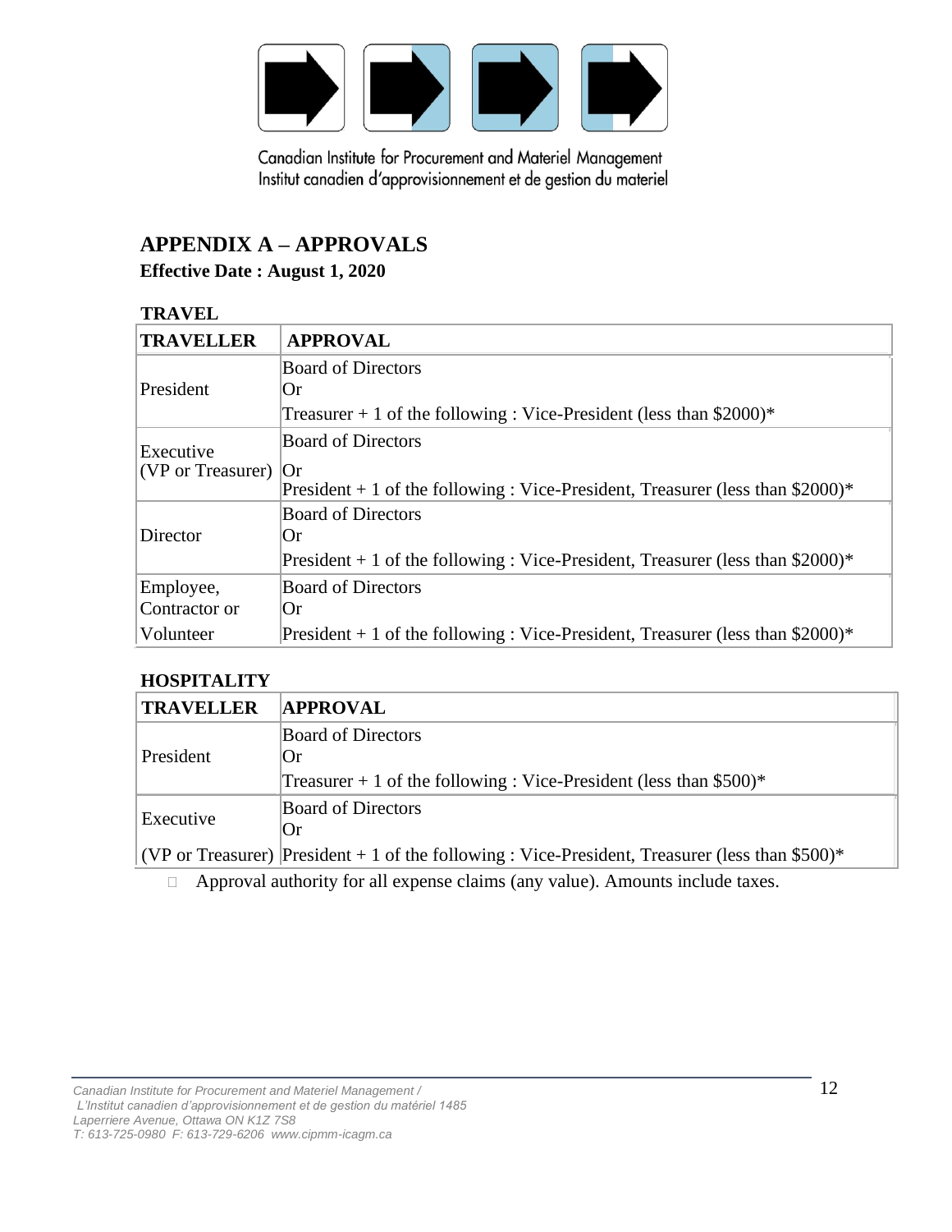Canadian Institute for Procurement and Materiel Management
Institut canadien d'approvisionnement et de gestion du materiel

## APPENDIX A – APPROVALS

**Effective Date : August 1, 2020**

**TRAVEL**

| TRAVELLER | APPROVAL |
|---|---|
| President | Board of Directors<br>Or<br>Treasurer + 1 of the following : Vice-President (less than $2000)* |
| Executive<br>(VP or Treasurer) | Board of Directors<br>Or<br>President + 1 of the following : Vice-President, Treasurer (less than $2000)* |
| Director | Board of Directors<br>Or<br>President + 1 of the following : Vice-President, Treasurer (less than $2000)* |
| Employee, Contractor or Volunteer | Board of Directors<br>Or<br>President + 1 of the following : Vice-President, Treasurer (less than $2000)* |

**HOSPITALITY**

| TRAVELLER | APPROVAL |
|---|---|
| President | Board of Directors<br>Or<br>Treasurer + 1 of the following : Vice-President (less than $500)* |
| Executive<br>(VP or Treasurer) | Board of Directors<br>Or<br>President + 1 of the following : Vice-President, Treasurer (less than $500)* |

- Approval authority for all expense claims (any value). Amounts include taxes.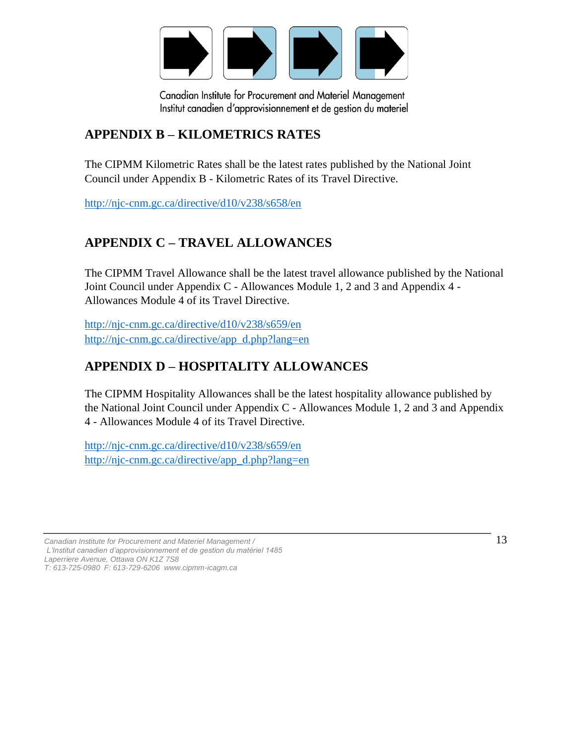Canadian Institute for Procurement and Materiel Management
Institut canadien d'approvisionnement et de gestion du materiel

## APPENDIX B – KILOMETRICS RATES

The CIPMM Kilometric Rates shall be the latest rates published by the National Joint Council under Appendix B - Kilometric Rates of its Travel Directive.

http://njc-cnm.gc.ca/directive/d10/v238/s658/en

## APPENDIX C – TRAVEL ALLOWANCES

The CIPMM Travel Allowance shall be the latest travel allowance published by the National Joint Council under Appendix C - Allowances Module 1, 2 and 3 and Appendix 4 - Allowances Module 4 of its Travel Directive.

http://njc-cnm.gc.ca/directive/d10/v238/s659/en
http://njc-cnm.gc.ca/directive/app_d.php?lang=en

## APPENDIX D – HOSPITALITY ALLOWANCES

The CIPMM Hospitality Allowances shall be the latest hospitality allowance published by the National Joint Council under Appendix C - Allowances Module 1, 2 and 3 and Appendix 4 - Allowances Module 4 of its Travel Directive.

http://njc-cnm.gc.ca/directive/d10/v238/s659/en
http://njc-cnm.gc.ca/directive/app_d.php?lang=en